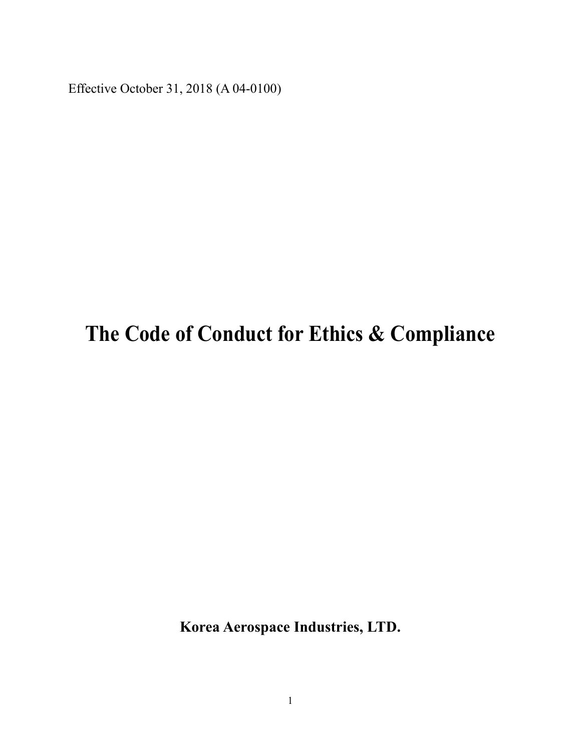Effective October 31, 2018 (A 04-0100)

# The Code of Conduct for Ethics & Compliance

**Korea Aerospace Industries, LTD.**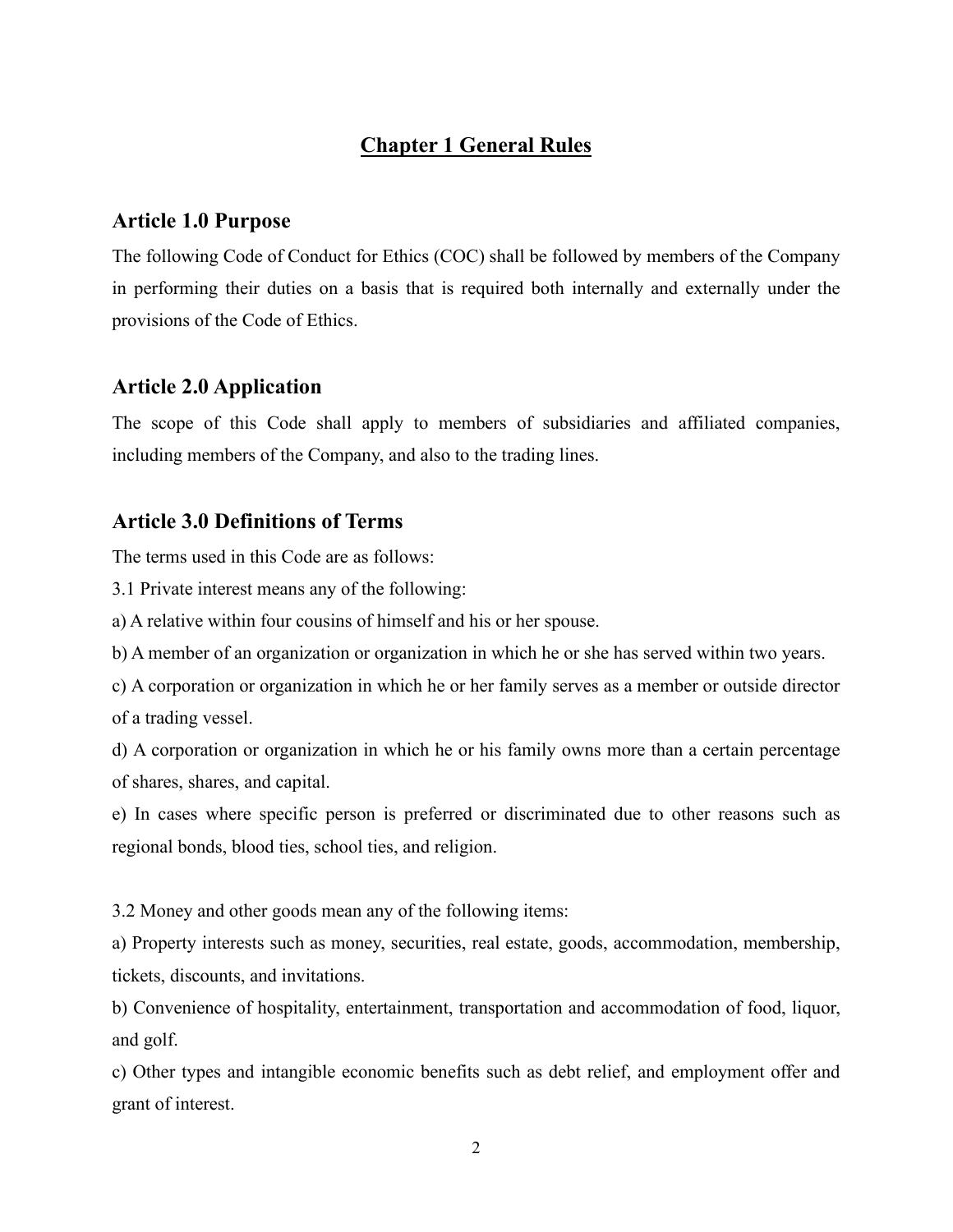# Chapter 1 General Rules

## Article 1.0 Purpose

The following Code of Conduct for Ethics (COC) shall be followed by members of the Company in performing their duties on a basis that is required both internally and externally under the provisions of the Code of Ethics.

## Article 2.0 Application

The scope of this Code shall apply to members of subsidiaries and affiliated companies, including members of the Company, and also to the trading lines.

## Article 3.0 Definitions of Terms

The terms used in this Code are as follows:

3.1 Private interest means any of the following:

a) A relative within four cousins of himself and his or her spouse.

b) A member of an organization or organization in which he or she has served within two years.

c) A corporation or organization in which he or her family serves as a member or outside director of a trading vessel.

d) A corporation or organization in which he or his family owns more than a certain percentage of shares, shares, and capital.

e) In cases where specific person is preferred or discriminated due to other reasons such as regional bonds, blood ties, school ties, and religion.

3.2 Money and other goods mean any of the following items:

a) Property interests such as money, securities, real estate, goods, accommodation, membership, tickets, discounts, and invitations.

b) Convenience of hospitality, entertainment, transportation and accommodation of food, liquor, and golf.

c) Other types and intangible economic benefits such as debt relief, and employment offer and grant of interest.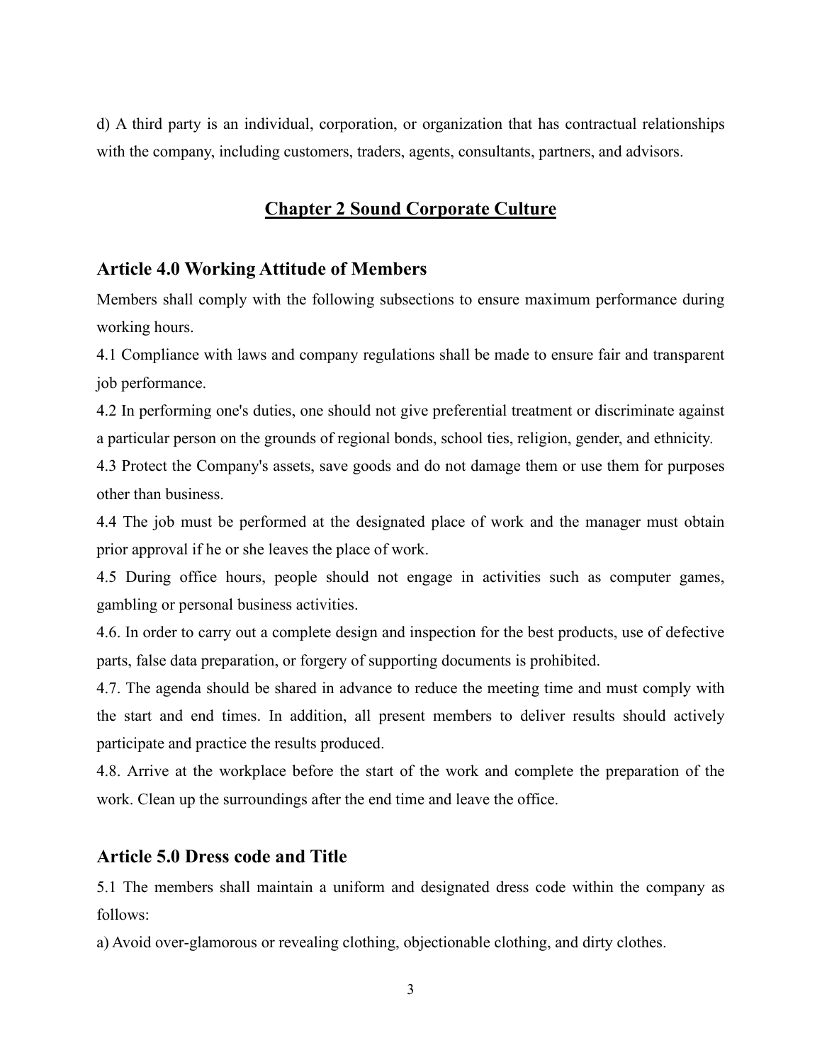d) A third party is an individual, corporation, or organization that has contractual relationships with the company, including customers, traders, agents, consultants, partners, and advisors.

## Chapter 2 Sound Corporate Culture

### Article 4.0 Working Attitude of Members

Members shall comply with the following subsections to ensure maximum performance during working hours.

4.1 Compliance with laws and company regulations shall be made to ensure fair and transparent job performance.

4.2 In performing one's duties, one should not give preferential treatment or discriminate against a particular person on the grounds of regional bonds, school ties, religion, gender, and ethnicity.

4.3 Protect the Company's assets, save goods and do not damage them or use them for purposes other than business.

4.4 The job must be performed at the designated place of work and the manager must obtain prior approval if he or she leaves the place of work.

4.5 During office hours, people should not engage in activities such as computer games, gambling or personal business activities.

4.6. In order to carry out a complete design and inspection for the best products, use of defective parts, false data preparation, or forgery of supporting documents is prohibited.

4.7. The agenda should be shared in advance to reduce the meeting time and must comply with the start and end times. In addition, all present members to deliver results should actively participate and practice the results produced.

4.8. Arrive at the workplace before the start of the work and complete the preparation of the work. Clean up the surroundings after the end time and leave the office.

### Article 5.0 Dress code and Title

5.1 The members shall maintain a uniform and designated dress code within the company as follows:

a) Avoid over-glamorous or revealing clothing, objectionable clothing, and dirty clothes.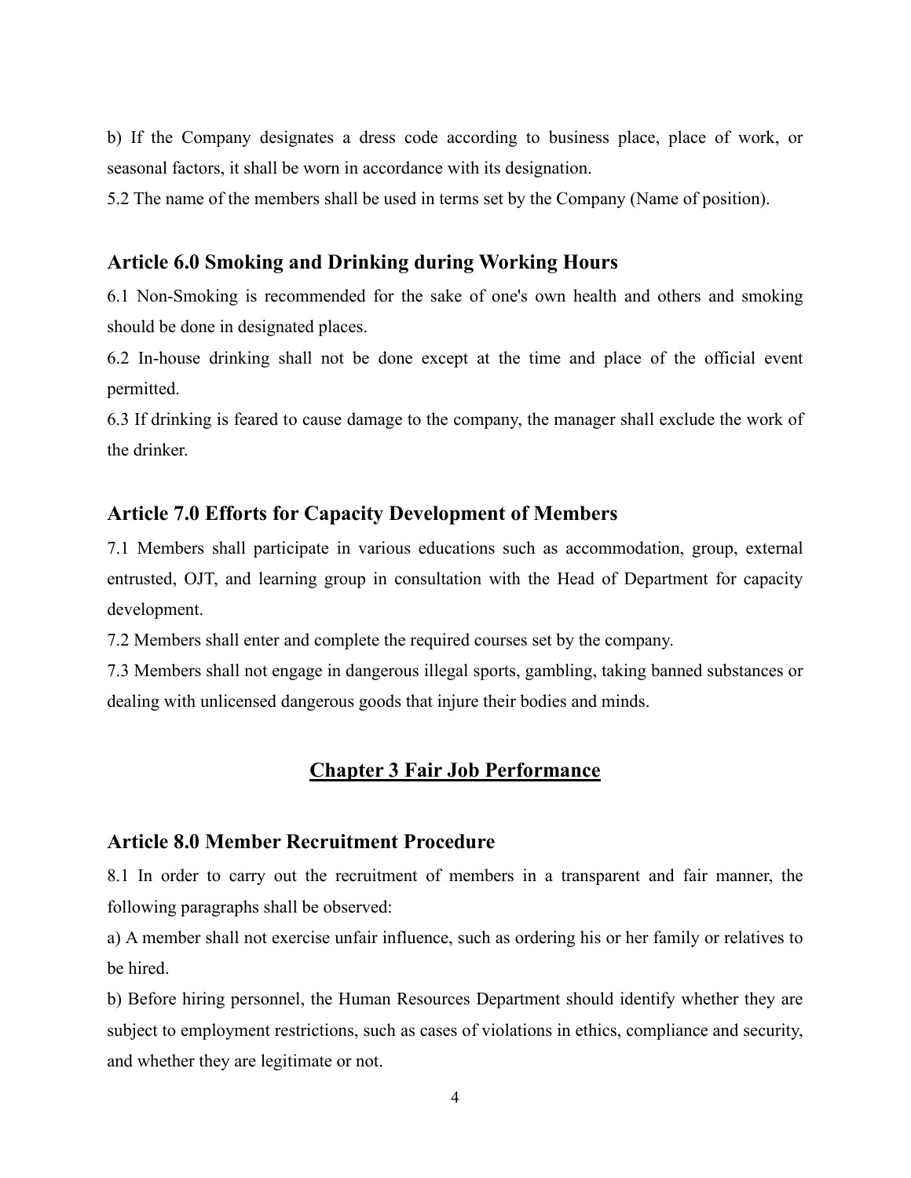b) If the Company designates a dress code according to business place, place of work, or seasonal factors, it shall be worn in accordance with its designation.

5.2 The name of the members shall be used in terms set by the Company (Name of position).

### Article 6.0 Smoking and Drinking during Working Hours

6.1 Non-Smoking is recommended for the sake of one's own health and others and smoking should be done in designated places.

6.2 In-house drinking shall not be done except at the time and place of the official event permitted.

6.3 If drinking is feared to cause damage to the company, the manager shall exclude the work of the drinker.

### Article 7.0 Efforts for Capacity Development of Members

7.1 Members shall participate in various educations such as accommodation, group, external entrusted, OJT, and learning group in consultation with the Head of Department for capacity development.

7.2 Members shall enter and complete the required courses set by the company.

7.3 Members shall not engage in dangerous illegal sports, gambling, taking banned substances or dealing with unlicensed dangerous goods that injure their bodies and minds.

## Chapter 3 Fair Job Performance

### Article 8.0 Member Recruitment Procedure

8.1 In order to carry out the recruitment of members in a transparent and fair manner, the following paragraphs shall be observed:

a) A member shall not exercise unfair influence, such as ordering his or her family or relatives to be hired.

b) Before hiring personnel, the Human Resources Department should identify whether they are subject to employment restrictions, such as cases of violations in ethics, compliance and security, and whether they are legitimate or not.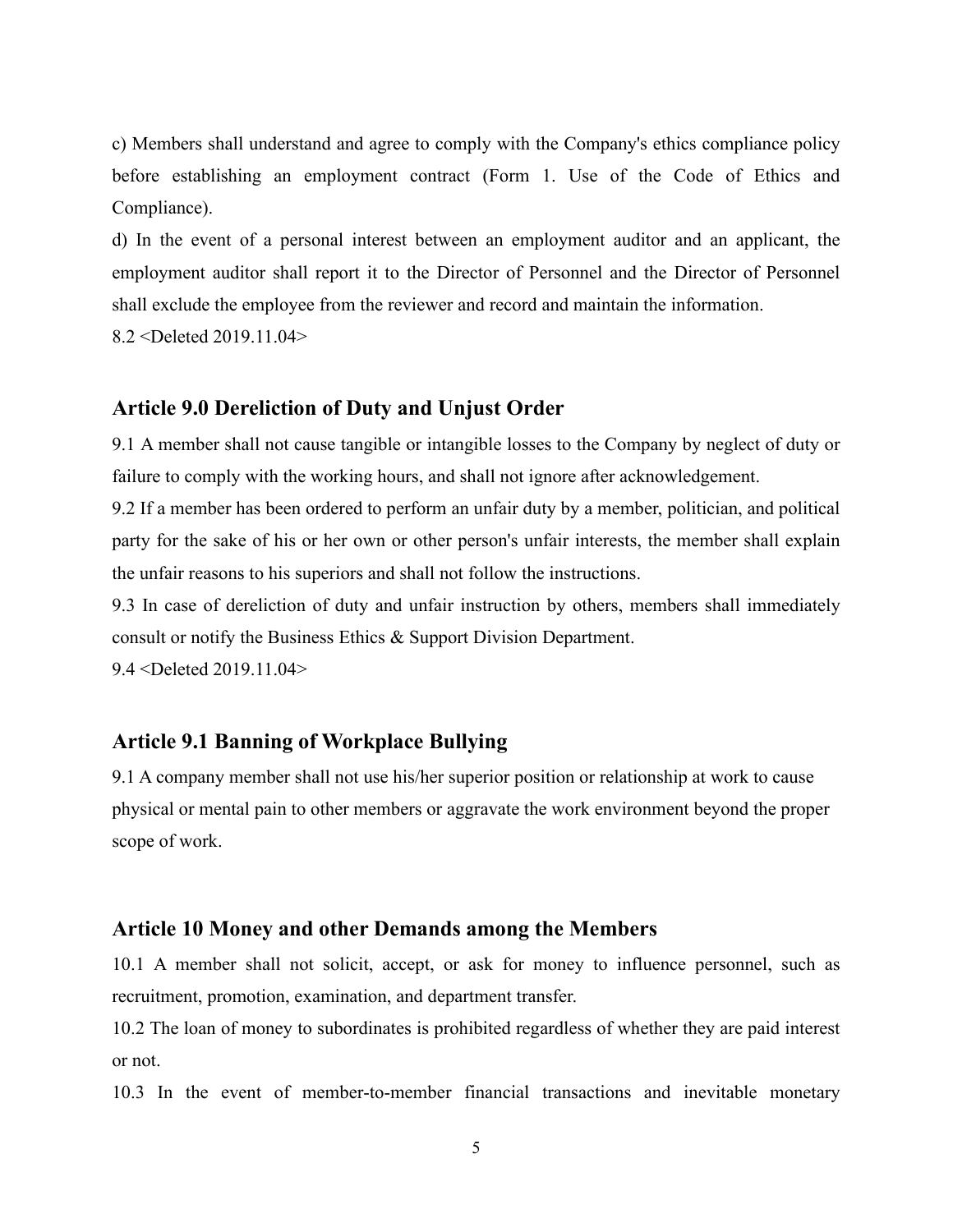c) Members shall understand and agree to comply with the Company's ethics compliance policy before establishing an employment contract (Form 1. Use of the Code of Ethics and Compliance).

d) In the event of a personal interest between an employment auditor and an applicant, the employment auditor shall report it to the Director of Personnel and the Director of Personnel shall exclude the employee from the reviewer and record and maintain the information.

8.2 <Deleted 2019.11.04>

## Article 9.0 Dereliction of Duty and Unjust Order

9.1 A member shall not cause tangible or intangible losses to the Company by neglect of duty or failure to comply with the working hours, and shall not ignore after acknowledgement.

9.2 If a member has been ordered to perform an unfair duty by a member, politician, and political party for the sake of his or her own or other person's unfair interests, the member shall explain the unfair reasons to his superiors and shall not follow the instructions.

9.3 In case of dereliction of duty and unfair instruction by others, members shall immediately consult or notify the Business Ethics & Support Division Department.

9.4 <Deleted 2019.11.04>

## Article 9.1 Banning of Workplace Bullying

9.1 A company member shall not use his/her superior position or relationship at work to cause physical or mental pain to other members or aggravate the work environment beyond the proper scope of work.

## Article 10 Money and other Demands among the Members

10.1 A member shall not solicit, accept, or ask for money to influence personnel, such as recruitment, promotion, examination, and department transfer.

10.2 The loan of money to subordinates is prohibited regardless of whether they are paid interest or not.

10.3 In the event of member-to-member financial transactions and inevitable monetary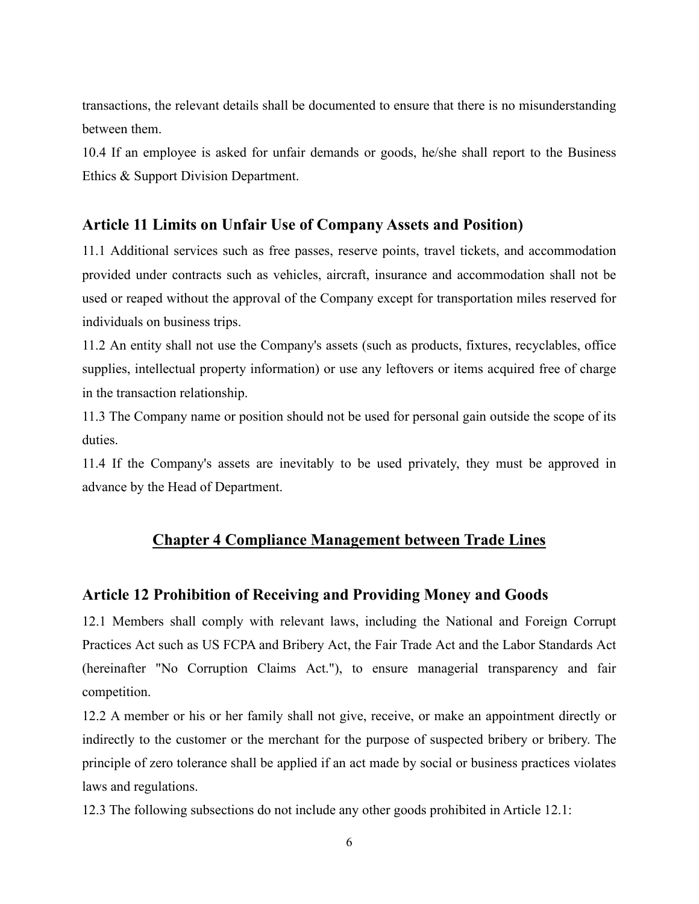transactions, the relevant details shall be documented to ensure that there is no misunderstanding between them.

10.4 If an employee is asked for unfair demands or goods, he/she shall report to the Business Ethics & Support Division Department.

### Article 11 Limits on Unfair Use of Company Assets and Position)

11.1 Additional services such as free passes, reserve points, travel tickets, and accommodation provided under contracts such as vehicles, aircraft, insurance and accommodation shall not be used or reaped without the approval of the Company except for transportation miles reserved for individuals on business trips.

11.2 An entity shall not use the Company's assets (such as products, fixtures, recyclables, office supplies, intellectual property information) or use any leftovers or items acquired free of charge in the transaction relationship.

11.3 The Company name or position should not be used for personal gain outside the scope of its duties.

11.4 If the Company's assets are inevitably to be used privately, they must be approved in advance by the Head of Department.

## Chapter 4 Compliance Management between Trade Lines

### Article 12 Prohibition of Receiving and Providing Money and Goods

12.1 Members shall comply with relevant laws, including the National and Foreign Corrupt Practices Act such as US FCPA and Bribery Act, the Fair Trade Act and the Labor Standards Act (hereinafter "No Corruption Claims Act."), to ensure managerial transparency and fair competition.

12.2 A member or his or her family shall not give, receive, or make an appointment directly or indirectly to the customer or the merchant for the purpose of suspected bribery or bribery. The principle of zero tolerance shall be applied if an act made by social or business practices violates laws and regulations.

12.3 The following subsections do not include any other goods prohibited in Article 12.1: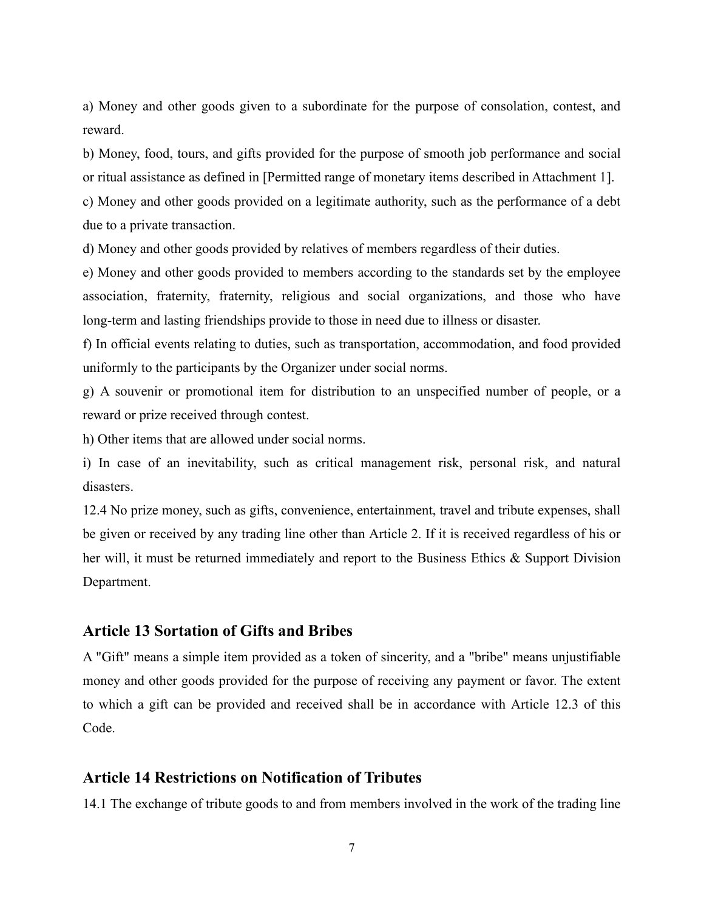a) Money and other goods given to a subordinate for the purpose of consolation, contest, and reward.

b) Money, food, tours, and gifts provided for the purpose of smooth job performance and social or ritual assistance as defined in [Permitted range of monetary items described in Attachment 1].

c) Money and other goods provided on a legitimate authority, such as the performance of a debt due to a private transaction.

d) Money and other goods provided by relatives of members regardless of their duties.

e) Money and other goods provided to members according to the standards set by the employee association, fraternity, fraternity, religious and social organizations, and those who have long-term and lasting friendships provide to those in need due to illness or disaster.

f) In official events relating to duties, such as transportation, accommodation, and food provided uniformly to the participants by the Organizer under social norms.

g) A souvenir or promotional item for distribution to an unspecified number of people, or a reward or prize received through contest.

h) Other items that are allowed under social norms.

i) In case of an inevitability, such as critical management risk, personal risk, and natural disasters.

12.4 No prize money, such as gifts, convenience, entertainment, travel and tribute expenses, shall be given or received by any trading line other than Article 2. If it is received regardless of his or her will, it must be returned immediately and report to the Business Ethics & Support Division Department.

## Article 13 Sortation of Gifts and Bribes

A "Gift" means a simple item provided as a token of sincerity, and a "bribe" means unjustifiable money and other goods provided for the purpose of receiving any payment or favor. The extent to which a gift can be provided and received shall be in accordance with Article 12.3 of this Code.

## Article 14 Restrictions on Notification of Tributes

14.1 The exchange of tribute goods to and from members involved in the work of the trading line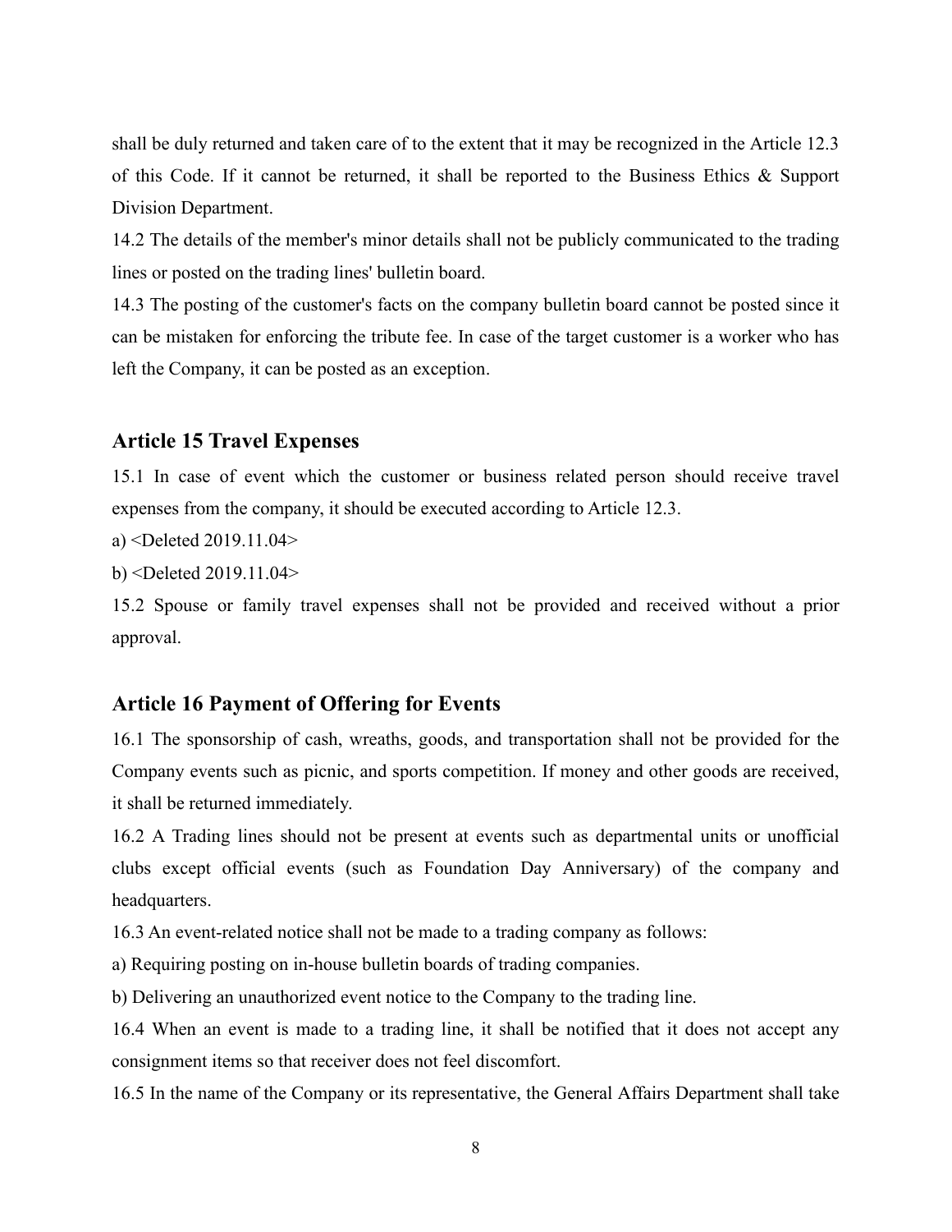shall be duly returned and taken care of to the extent that it may be recognized in the Article 12.3 of this Code. If it cannot be returned, it shall be reported to the Business Ethics & Support Division Department.

14.2 The details of the member's minor details shall not be publicly communicated to the trading lines or posted on the trading lines' bulletin board.

14.3 The posting of the customer's facts on the company bulletin board cannot be posted since it can be mistaken for enforcing the tribute fee. In case of the target customer is a worker who has left the Company, it can be posted as an exception.

## Article 15 Travel Expenses

15.1 In case of event which the customer or business related person should receive travel expenses from the company, it should be executed according to Article 12.3.

a) <Deleted 2019.11.04>

b) <Deleted 2019.11.04>

15.2 Spouse or family travel expenses shall not be provided and received without a prior approval.

## Article 16 Payment of Offering for Events

16.1 The sponsorship of cash, wreaths, goods, and transportation shall not be provided for the Company events such as picnic, and sports competition. If money and other goods are received, it shall be returned immediately.

16.2 A Trading lines should not be present at events such as departmental units or unofficial clubs except official events (such as Foundation Day Anniversary) of the company and headquarters.

16.3 An event-related notice shall not be made to a trading company as follows:

a) Requiring posting on in-house bulletin boards of trading companies.

b) Delivering an unauthorized event notice to the Company to the trading line.

16.4 When an event is made to a trading line, it shall be notified that it does not accept any consignment items so that receiver does not feel discomfort.

16.5 In the name of the Company or its representative, the General Affairs Department shall take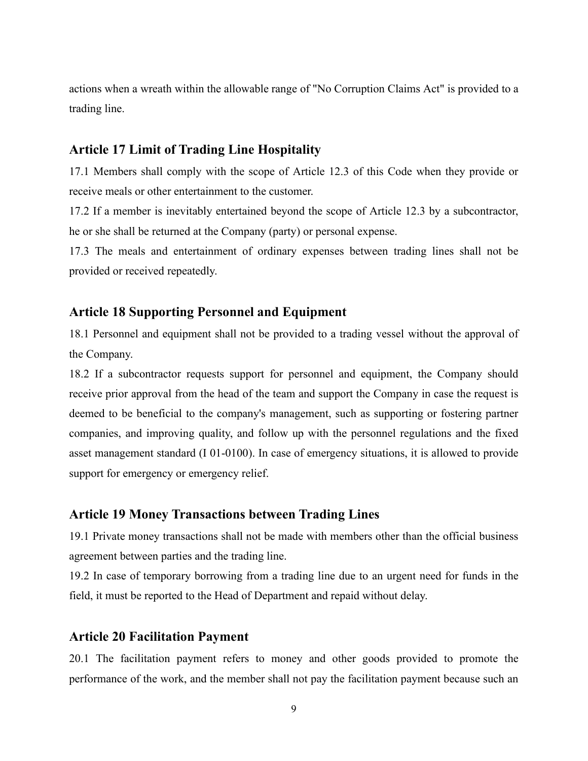actions when a wreath within the allowable range of "No Corruption Claims Act" is provided to a trading line.

### Article 17 Limit of Trading Line Hospitality

17.1 Members shall comply with the scope of Article 12.3 of this Code when they provide or receive meals or other entertainment to the customer.

17.2 If a member is inevitably entertained beyond the scope of Article 12.3 by a subcontractor, he or she shall be returned at the Company (party) or personal expense.

17.3 The meals and entertainment of ordinary expenses between trading lines shall not be provided or received repeatedly.

### Article 18 Supporting Personnel and Equipment

18.1 Personnel and equipment shall not be provided to a trading vessel without the approval of the Company.

18.2 If a subcontractor requests support for personnel and equipment, the Company should receive prior approval from the head of the team and support the Company in case the request is deemed to be beneficial to the company's management, such as supporting or fostering partner companies, and improving quality, and follow up with the personnel regulations and the fixed asset management standard (I 01-0100). In case of emergency situations, it is allowed to provide support for emergency or emergency relief.

### Article 19 Money Transactions between Trading Lines

19.1 Private money transactions shall not be made with members other than the official business agreement between parties and the trading line.

19.2 In case of temporary borrowing from a trading line due to an urgent need for funds in the field, it must be reported to the Head of Department and repaid without delay.

### Article 20 Facilitation Payment

20.1 The facilitation payment refers to money and other goods provided to promote the performance of the work, and the member shall not pay the facilitation payment because such an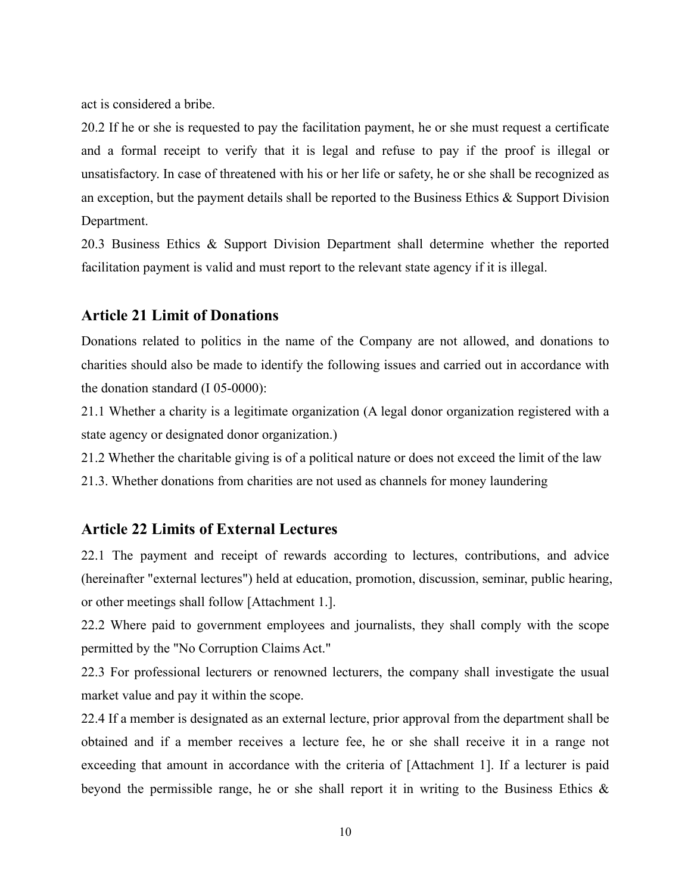act is considered a bribe.

20.2 If he or she is requested to pay the facilitation payment, he or she must request a certificate and a formal receipt to verify that it is legal and refuse to pay if the proof is illegal or unsatisfactory. In case of threatened with his or her life or safety, he or she shall be recognized as an exception, but the payment details shall be reported to the Business Ethics & Support Division Department.

20.3 Business Ethics & Support Division Department shall determine whether the reported facilitation payment is valid and must report to the relevant state agency if it is illegal.

## Article 21 Limit of Donations

Donations related to politics in the name of the Company are not allowed, and donations to charities should also be made to identify the following issues and carried out in accordance with the donation standard (I 05-0000):

21.1 Whether a charity is a legitimate organization (A legal donor organization registered with a state agency or designated donor organization.)

21.2 Whether the charitable giving is of a political nature or does not exceed the limit of the law

21.3. Whether donations from charities are not used as channels for money laundering

## Article 22 Limits of External Lectures

22.1 The payment and receipt of rewards according to lectures, contributions, and advice (hereinafter "external lectures") held at education, promotion, discussion, seminar, public hearing, or other meetings shall follow [Attachment 1.].

22.2 Where paid to government employees and journalists, they shall comply with the scope permitted by the "No Corruption Claims Act."

22.3 For professional lecturers or renowned lecturers, the company shall investigate the usual market value and pay it within the scope.

22.4 If a member is designated as an external lecture, prior approval from the department shall be obtained and if a member receives a lecture fee, he or she shall receive it in a range not exceeding that amount in accordance with the criteria of [Attachment 1]. If a lecturer is paid beyond the permissible range, he or she shall report it in writing to the Business Ethics &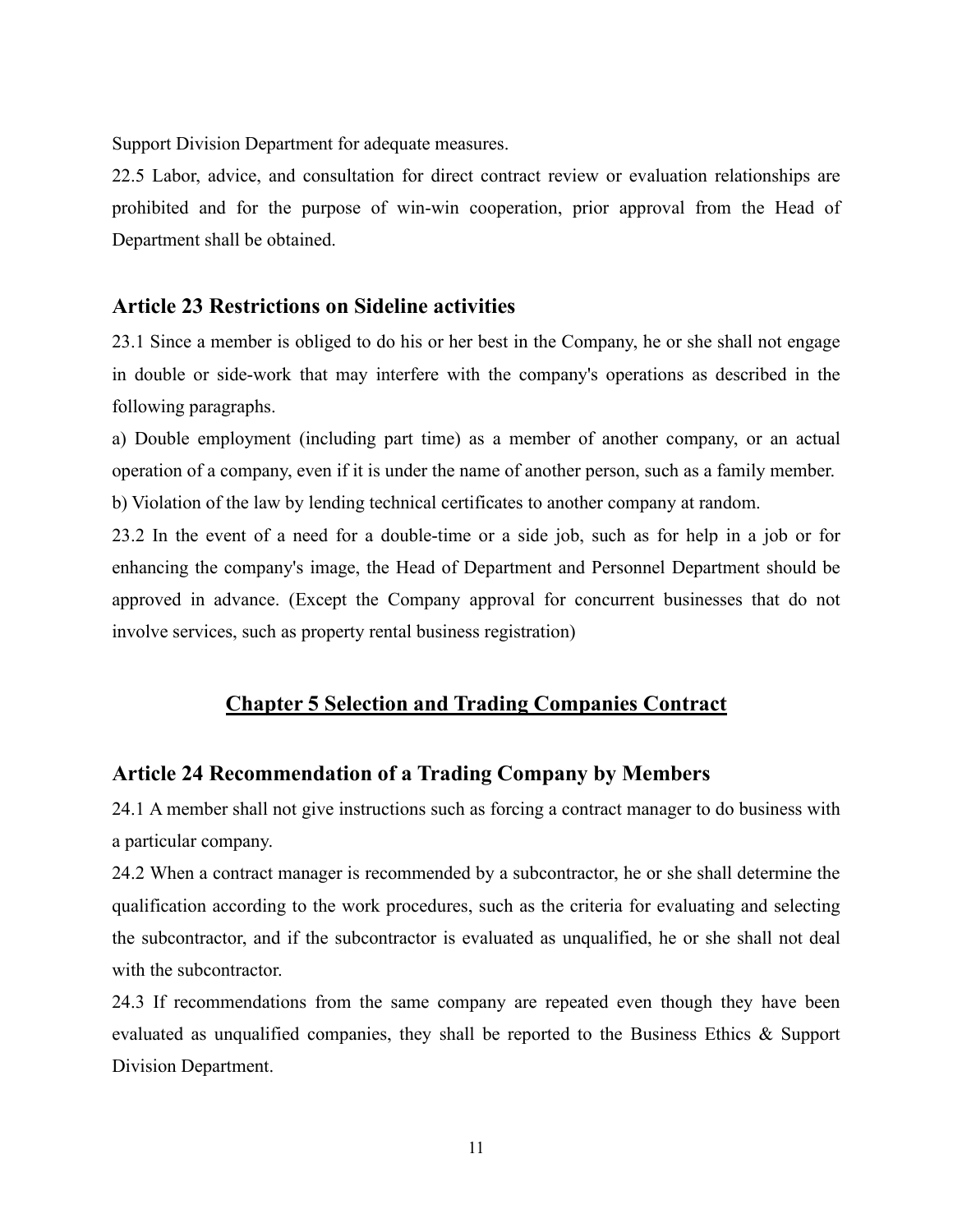Support Division Department for adequate measures.

22.5 Labor, advice, and consultation for direct contract review or evaluation relationships are prohibited and for the purpose of win-win cooperation, prior approval from the Head of Department shall be obtained.

### Article 23 Restrictions on Sideline activities

23.1 Since a member is obliged to do his or her best in the Company, he or she shall not engage in double or side-work that may interfere with the company's operations as described in the following paragraphs.

a) Double employment (including part time) as a member of another company, or an actual operation of a company, even if it is under the name of another person, such as a family member.

b) Violation of the law by lending technical certificates to another company at random.

23.2 In the event of a need for a double-time or a side job, such as for help in a job or for enhancing the company's image, the Head of Department and Personnel Department should be approved in advance. (Except the Company approval for concurrent businesses that do not involve services, such as property rental business registration)

## Chapter 5 Selection and Trading Companies Contract

### Article 24 Recommendation of a Trading Company by Members

24.1 A member shall not give instructions such as forcing a contract manager to do business with a particular company.

24.2 When a contract manager is recommended by a subcontractor, he or she shall determine the qualification according to the work procedures, such as the criteria for evaluating and selecting the subcontractor, and if the subcontractor is evaluated as unqualified, he or she shall not deal with the subcontractor.

24.3 If recommendations from the same company are repeated even though they have been evaluated as unqualified companies, they shall be reported to the Business Ethics & Support Division Department.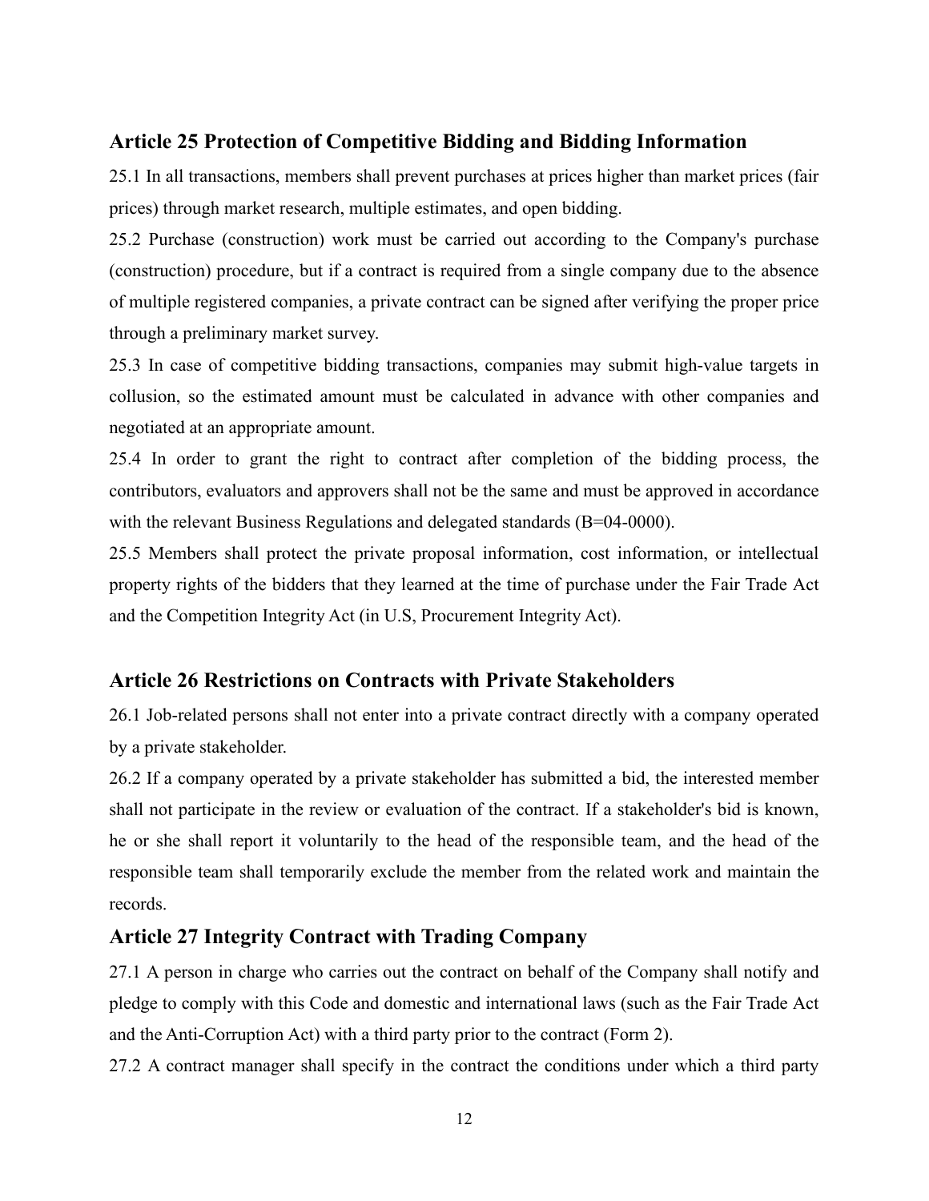## Article 25 Protection of Competitive Bidding and Bidding Information

25.1 In all transactions, members shall prevent purchases at prices higher than market prices (fair prices) through market research, multiple estimates, and open bidding.

25.2 Purchase (construction) work must be carried out according to the Company's purchase (construction) procedure, but if a contract is required from a single company due to the absence of multiple registered companies, a private contract can be signed after verifying the proper price through a preliminary market survey.

25.3 In case of competitive bidding transactions, companies may submit high-value targets in collusion, so the estimated amount must be calculated in advance with other companies and negotiated at an appropriate amount.

25.4 In order to grant the right to contract after completion of the bidding process, the contributors, evaluators and approvers shall not be the same and must be approved in accordance with the relevant Business Regulations and delegated standards (B=04-0000).

25.5 Members shall protect the private proposal information, cost information, or intellectual property rights of the bidders that they learned at the time of purchase under the Fair Trade Act and the Competition Integrity Act (in U.S, Procurement Integrity Act).

## Article 26 Restrictions on Contracts with Private Stakeholders

26.1 Job-related persons shall not enter into a private contract directly with a company operated by a private stakeholder.

26.2 If a company operated by a private stakeholder has submitted a bid, the interested member shall not participate in the review or evaluation of the contract. If a stakeholder's bid is known, he or she shall report it voluntarily to the head of the responsible team, and the head of the responsible team shall temporarily exclude the member from the related work and maintain the records.

## Article 27 Integrity Contract with Trading Company

27.1 A person in charge who carries out the contract on behalf of the Company shall notify and pledge to comply with this Code and domestic and international laws (such as the Fair Trade Act and the Anti-Corruption Act) with a third party prior to the contract (Form 2).

27.2 A contract manager shall specify in the contract the conditions under which a third party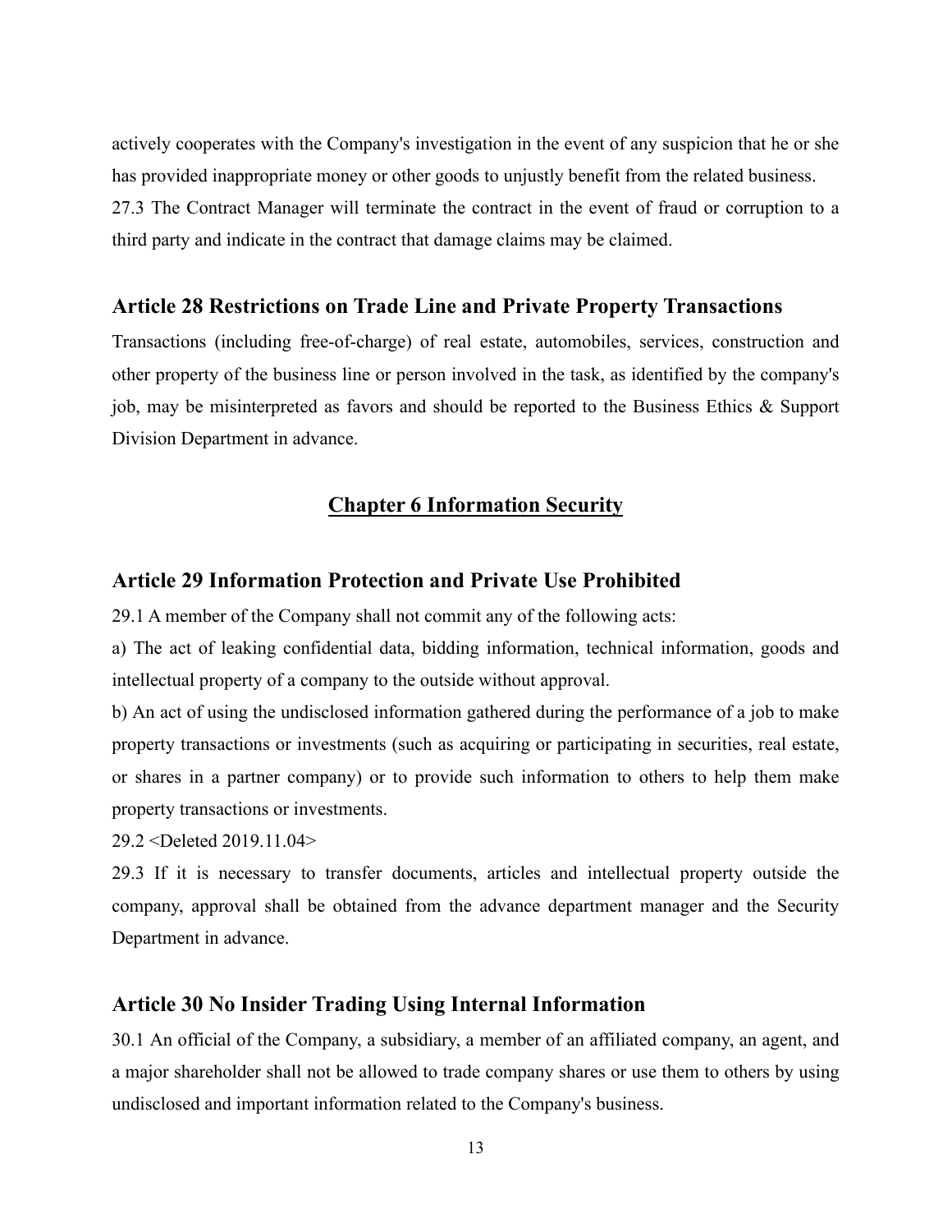actively cooperates with the Company's investigation in the event of any suspicion that he or she has provided inappropriate money or other goods to unjustly benefit from the related business.

27.3 The Contract Manager will terminate the contract in the event of fraud or corruption to a third party and indicate in the contract that damage claims may be claimed.

### Article 28 Restrictions on Trade Line and Private Property Transactions

Transactions (including free-of-charge) of real estate, automobiles, services, construction and other property of the business line or person involved in the task, as identified by the company's job, may be misinterpreted as favors and should be reported to the Business Ethics & Support Division Department in advance.

## Chapter 6 Information Security

### Article 29 Information Protection and Private Use Prohibited

29.1 A member of the Company shall not commit any of the following acts:

a) The act of leaking confidential data, bidding information, technical information, goods and intellectual property of a company to the outside without approval.

b) An act of using the undisclosed information gathered during the performance of a job to make property transactions or investments (such as acquiring or participating in securities, real estate, or shares in a partner company) or to provide such information to others to help them make property transactions or investments.

29.2 <Deleted 2019.11.04>

29.3 If it is necessary to transfer documents, articles and intellectual property outside the company, approval shall be obtained from the advance department manager and the Security Department in advance.

### Article 30 No Insider Trading Using Internal Information

30.1 An official of the Company, a subsidiary, a member of an affiliated company, an agent, and a major shareholder shall not be allowed to trade company shares or use them to others by using undisclosed and important information related to the Company's business.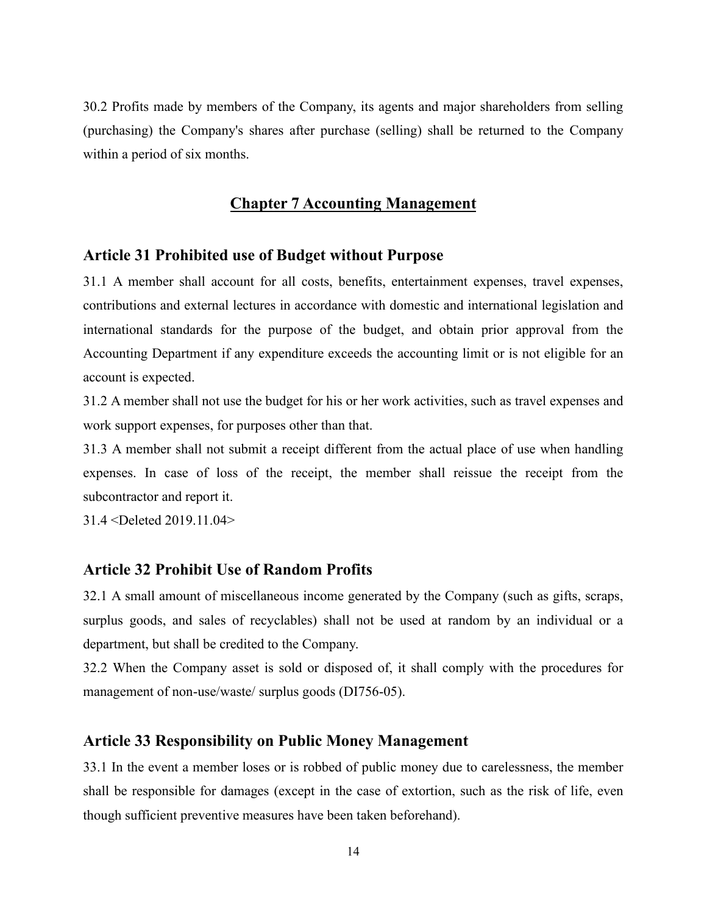30.2 Profits made by members of the Company, its agents and major shareholders from selling (purchasing) the Company's shares after purchase (selling) shall be returned to the Company within a period of six months.

## Chapter 7 Accounting Management

### Article 31 Prohibited use of Budget without Purpose

31.1 A member shall account for all costs, benefits, entertainment expenses, travel expenses, contributions and external lectures in accordance with domestic and international legislation and international standards for the purpose of the budget, and obtain prior approval from the Accounting Department if any expenditure exceeds the accounting limit or is not eligible for an account is expected.

31.2 A member shall not use the budget for his or her work activities, such as travel expenses and work support expenses, for purposes other than that.

31.3 A member shall not submit a receipt different from the actual place of use when handling expenses. In case of loss of the receipt, the member shall reissue the receipt from the subcontractor and report it.

31.4 <Deleted 2019.11.04>

### Article 32 Prohibit Use of Random Profits

32.1 A small amount of miscellaneous income generated by the Company (such as gifts, scraps, surplus goods, and sales of recyclables) shall not be used at random by an individual or a department, but shall be credited to the Company.

32.2 When the Company asset is sold or disposed of, it shall comply with the procedures for management of non-use/waste/ surplus goods (DI756-05).

### Article 33 Responsibility on Public Money Management

33.1 In the event a member loses or is robbed of public money due to carelessness, the member shall be responsible for damages (except in the case of extortion, such as the risk of life, even though sufficient preventive measures have been taken beforehand).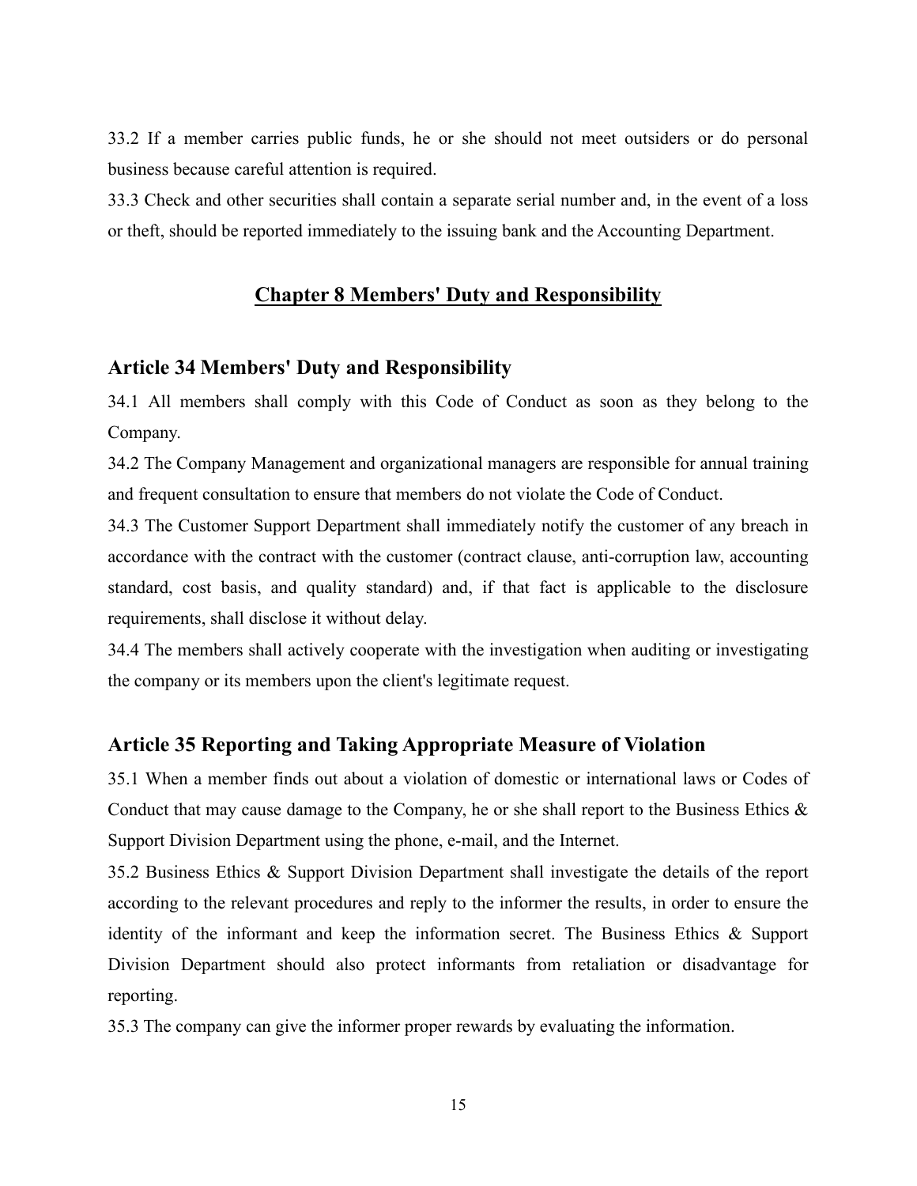33.2 If a member carries public funds, he or she should not meet outsiders or do personal business because careful attention is required.

33.3 Check and other securities shall contain a separate serial number and, in the event of a loss or theft, should be reported immediately to the issuing bank and the Accounting Department.

## Chapter 8 Members' Duty and Responsibility

### Article 34 Members' Duty and Responsibility

34.1 All members shall comply with this Code of Conduct as soon as they belong to the Company.

34.2 The Company Management and organizational managers are responsible for annual training and frequent consultation to ensure that members do not violate the Code of Conduct.

34.3 The Customer Support Department shall immediately notify the customer of any breach in accordance with the contract with the customer (contract clause, anti-corruption law, accounting standard, cost basis, and quality standard) and, if that fact is applicable to the disclosure requirements, shall disclose it without delay.

34.4 The members shall actively cooperate with the investigation when auditing or investigating the company or its members upon the client's legitimate request.

### Article 35 Reporting and Taking Appropriate Measure of Violation

35.1 When a member finds out about a violation of domestic or international laws or Codes of Conduct that may cause damage to the Company, he or she shall report to the Business Ethics & Support Division Department using the phone, e-mail, and the Internet.

35.2 Business Ethics & Support Division Department shall investigate the details of the report according to the relevant procedures and reply to the informer the results, in order to ensure the identity of the informant and keep the information secret. The Business Ethics & Support Division Department should also protect informants from retaliation or disadvantage for reporting.

35.3 The company can give the informer proper rewards by evaluating the information.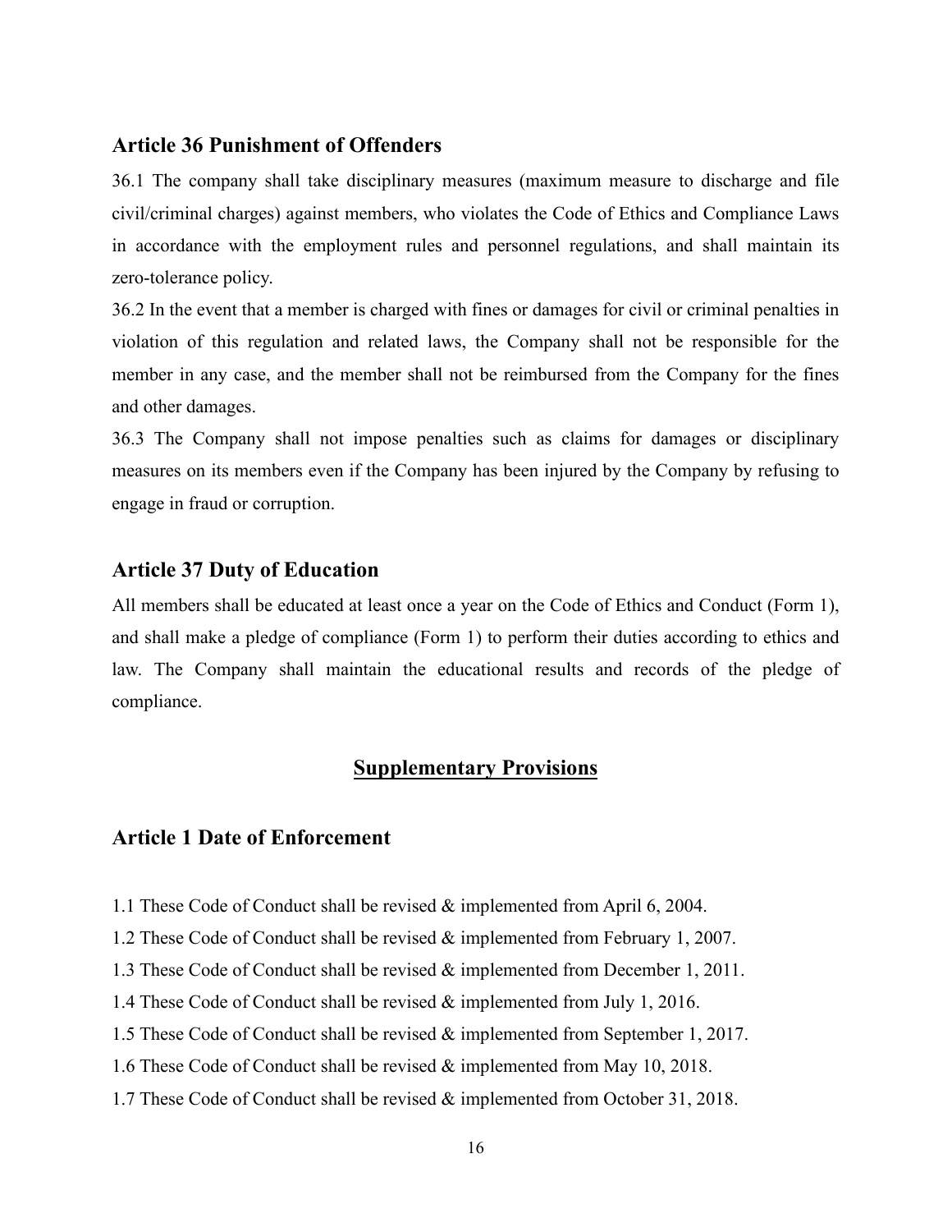## Article 36 Punishment of Offenders

36.1 The company shall take disciplinary measures (maximum measure to discharge and file civil/criminal charges) against members, who violates the Code of Ethics and Compliance Laws in accordance with the employment rules and personnel regulations, and shall maintain its zero-tolerance policy.

36.2 In the event that a member is charged with fines or damages for civil or criminal penalties in violation of this regulation and related laws, the Company shall not be responsible for the member in any case, and the member shall not be reimbursed from the Company for the fines and other damages.

36.3 The Company shall not impose penalties such as claims for damages or disciplinary measures on its members even if the Company has been injured by the Company by refusing to engage in fraud or corruption.

## Article 37 Duty of Education

All members shall be educated at least once a year on the Code of Ethics and Conduct (Form 1), and shall make a pledge of compliance (Form 1) to perform their duties according to ethics and law. The Company shall maintain the educational results and records of the pledge of compliance.

# Supplementary Provisions

## Article 1 Date of Enforcement

1.1 These Code of Conduct shall be revised & implemented from April 6, 2004.

1.2 These Code of Conduct shall be revised & implemented from February 1, 2007.

1.3 These Code of Conduct shall be revised & implemented from December 1, 2011.

1.4 These Code of Conduct shall be revised & implemented from July 1, 2016.

1.5 These Code of Conduct shall be revised & implemented from September 1, 2017.

1.6 These Code of Conduct shall be revised & implemented from May 10, 2018.

1.7 These Code of Conduct shall be revised & implemented from October 31, 2018.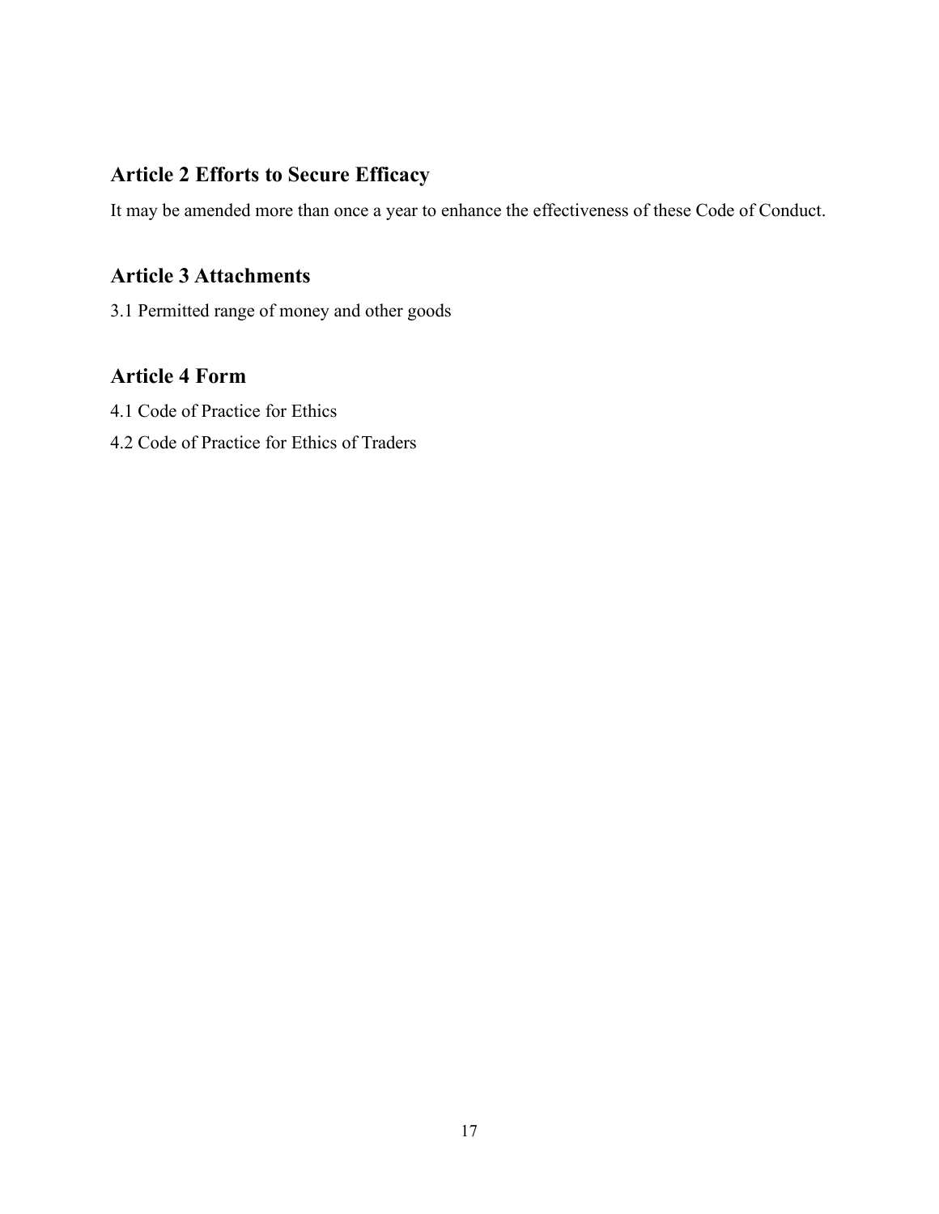## Article 2 Efforts to Secure Efficacy

It may be amended more than once a year to enhance the effectiveness of these Code of Conduct.

## Article 3 Attachments

3.1 Permitted range of money and other goods

## Article 4 Form

4.1 Code of Practice for Ethics

4.2 Code of Practice for Ethics of Traders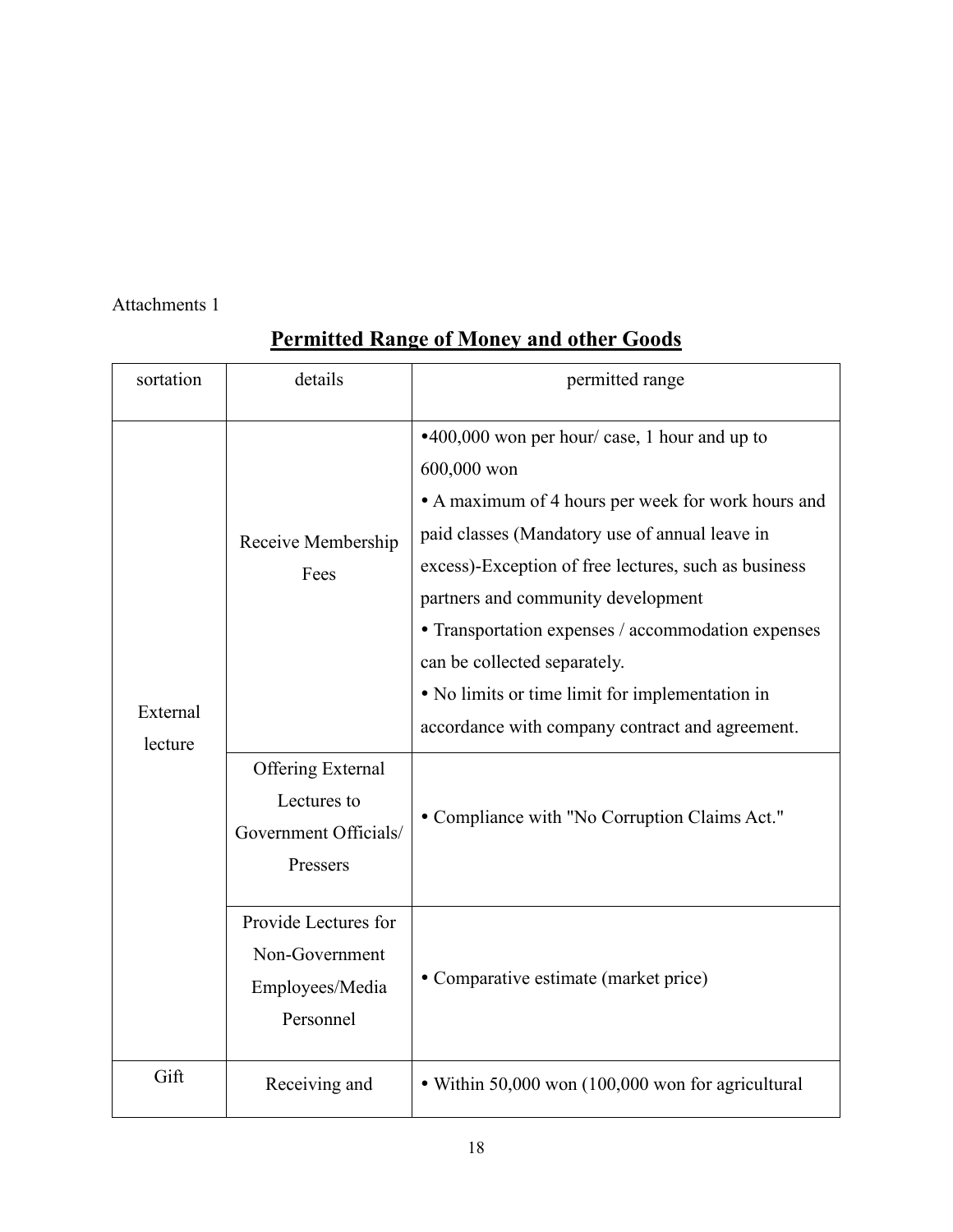Attachments 1

## Permitted Range of Money and other Goods

| sortation | details | permitted range |
|---|---|---|
| External lecture | Receive Membership Fees | •400,000 won per hour/ case, 1 hour and up to 600,000 won<br>• A maximum of 4 hours per week for work hours and paid classes (Mandatory use of annual leave in excess)-Exception of free lectures, such as business partners and community development<br>• Transportation expenses / accommodation expenses can be collected separately.<br>• No limits or time limit for implementation in accordance with company contract and agreement. |
| | Offering External Lectures to Government Officials/ Pressers | • Compliance with "No Corruption Claims Act." |
| | Provide Lectures for Non-Government Employees/Media Personnel | • Comparative estimate (market price) |
| Gift | Receiving and | • Within 50,000 won (100,000 won for agricultural |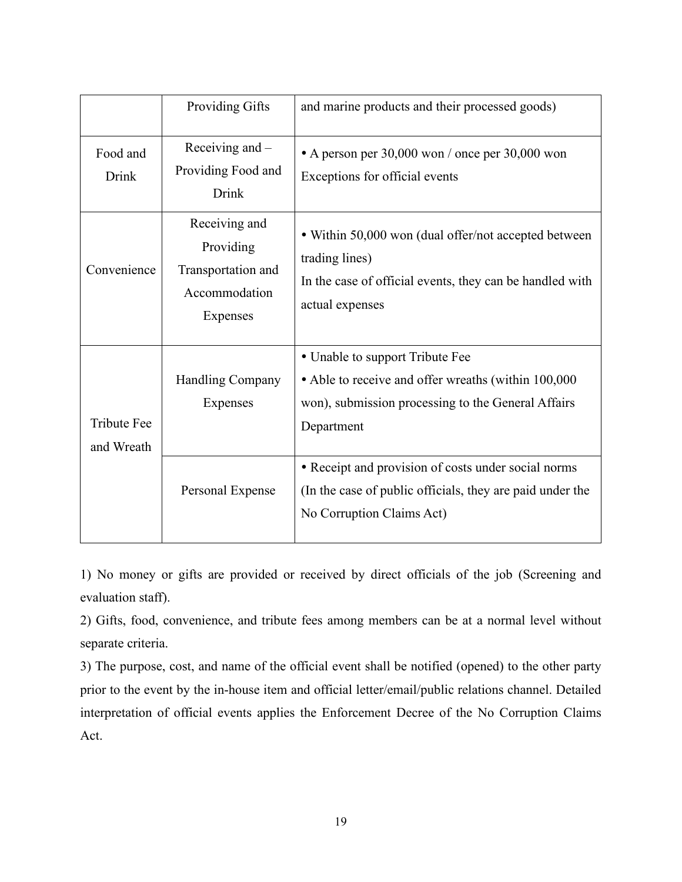| | | |
|---|---|---|
| | Providing Gifts | and marine products and their processed goods) |
| Food and Drink | Receiving and – Providing Food and Drink | • A person per 30,000 won / once per 30,000 won<br>Exceptions for official events |
| Convenience | Receiving and Providing Transportation and Accommodation Expenses | • Within 50,000 won (dual offer/not accepted between trading lines)<br>In the case of official events, they can be handled with actual expenses |
| Tribute Fee and Wreath | Handling Company Expenses | • Unable to support Tribute Fee<br>• Able to receive and offer wreaths (within 100,000 won), submission processing to the General Affairs Department |
| | Personal Expense | • Receipt and provision of costs under social norms<br>(In the case of public officials, they are paid under the No Corruption Claims Act) |

1) No money or gifts are provided or received by direct officials of the job (Screening and evaluation staff).

2) Gifts, food, convenience, and tribute fees among members can be at a normal level without separate criteria.

3) The purpose, cost, and name of the official event shall be notified (opened) to the other party prior to the event by the in-house item and official letter/email/public relations channel. Detailed interpretation of official events applies the Enforcement Decree of the No Corruption Claims Act.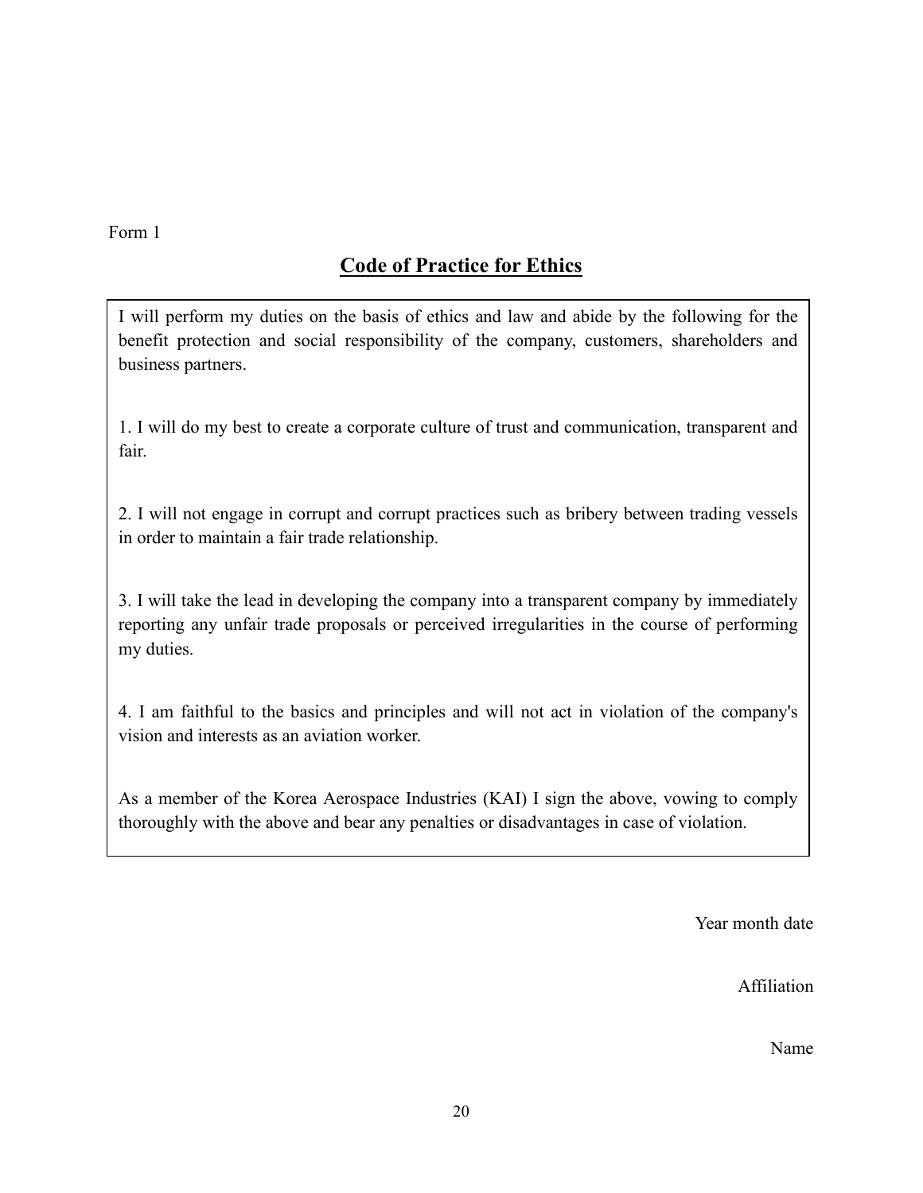Form 1

## Code of Practice for Ethics

I will perform my duties on the basis of ethics and law and abide by the following for the benefit protection and social responsibility of the company, customers, shareholders and business partners.

1. I will do my best to create a corporate culture of trust and communication, transparent and fair.

2. I will not engage in corrupt and corrupt practices such as bribery between trading vessels in order to maintain a fair trade relationship.

3. I will take the lead in developing the company into a transparent company by immediately reporting any unfair trade proposals or perceived irregularities in the course of performing my duties.

4. I am faithful to the basics and principles and will not act in violation of the company's vision and interests as an aviation worker.

As a member of the Korea Aerospace Industries (KAI) I sign the above, vowing to comply thoroughly with the above and bear any penalties or disadvantages in case of violation.

Year month date

Affiliation

Name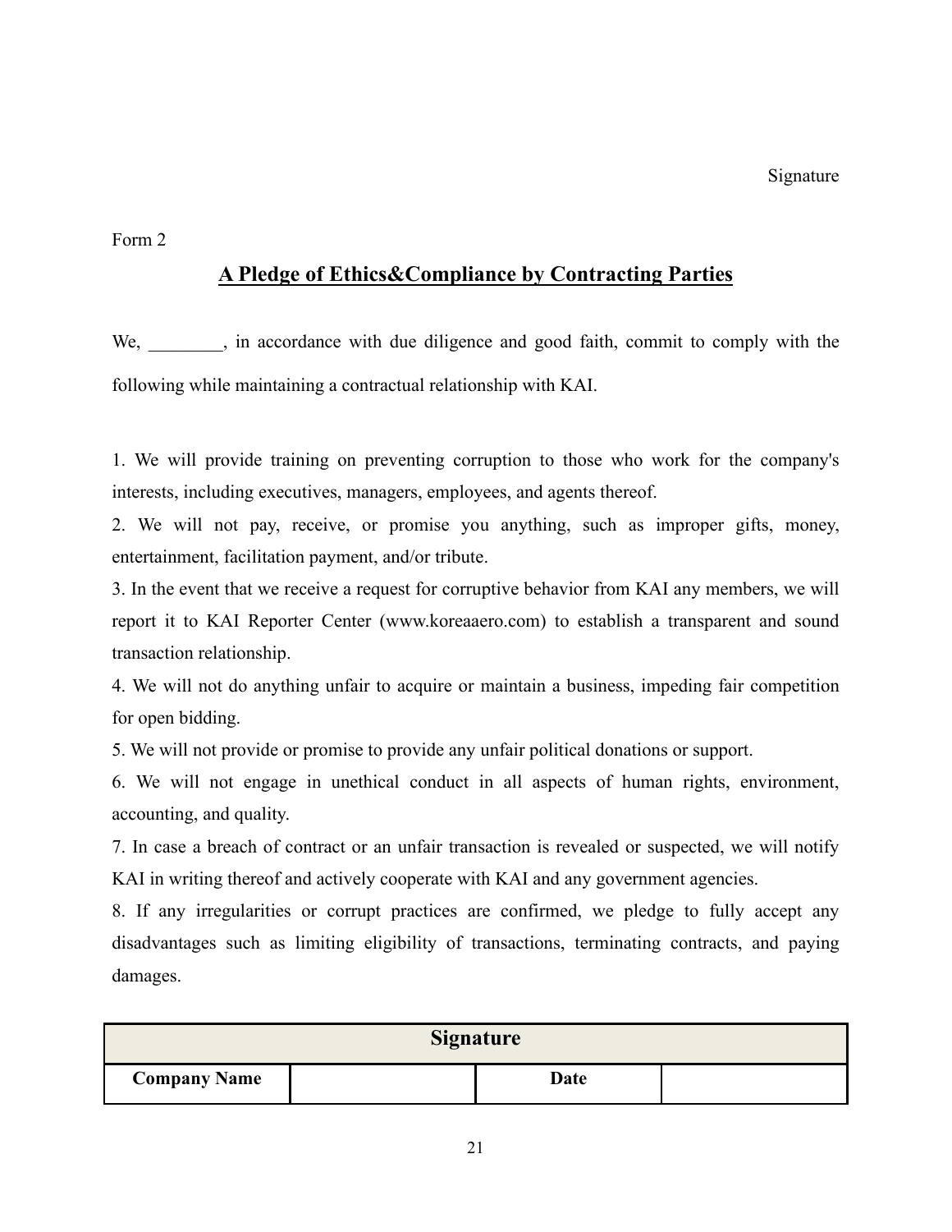Signature

Form 2

## A Pledge of Ethics&Compliance by Contracting Parties

We, ________, in accordance with due diligence and good faith, commit to comply with the following while maintaining a contractual relationship with KAI.

1. We will provide training on preventing corruption to those who work for the company's interests, including executives, managers, employees, and agents thereof.
2. We will not pay, receive, or promise you anything, such as improper gifts, money, entertainment, facilitation payment, and/or tribute.
3. In the event that we receive a request for corruptive behavior from KAI any members, we will report it to KAI Reporter Center (www.koreaaero.com) to establish a transparent and sound transaction relationship.
4. We will not do anything unfair to acquire or maintain a business, impeding fair competition for open bidding.
5. We will not provide or promise to provide any unfair political donations or support.
6. We will not engage in unethical conduct in all aspects of human rights, environment, accounting, and quality.
7. In case a breach of contract or an unfair transaction is revealed or suspected, we will notify KAI in writing thereof and actively cooperate with KAI and any government agencies.
8. If any irregularities or corrupt practices are confirmed, we pledge to fully accept any disadvantages such as limiting eligibility of transactions, terminating contracts, and paying damages.

| Signature | | | |
|---|---|---|---|
| **Company Name** | | **Date** | |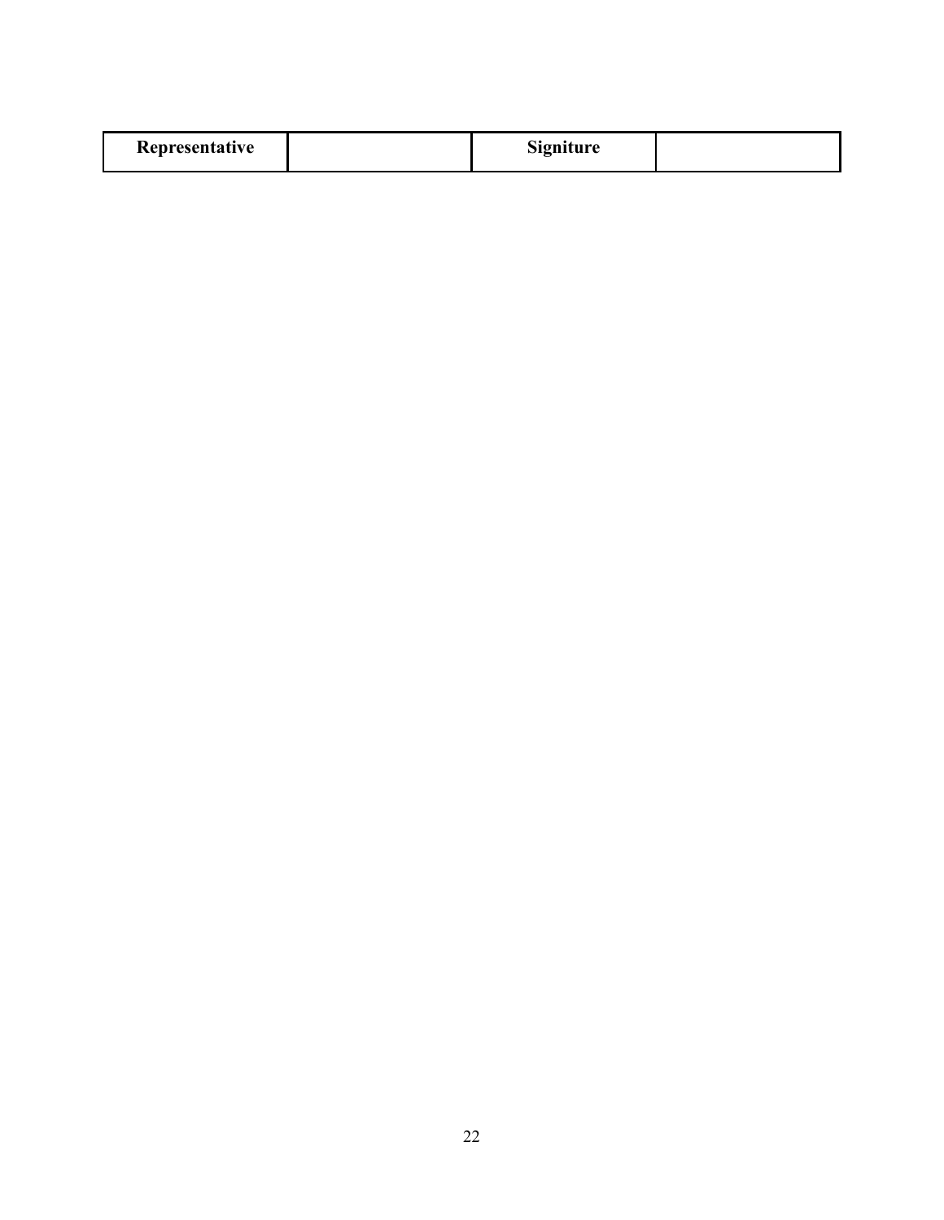| | | | |
|---|---|---|---|
| **Representative** | | **Signiture** | |